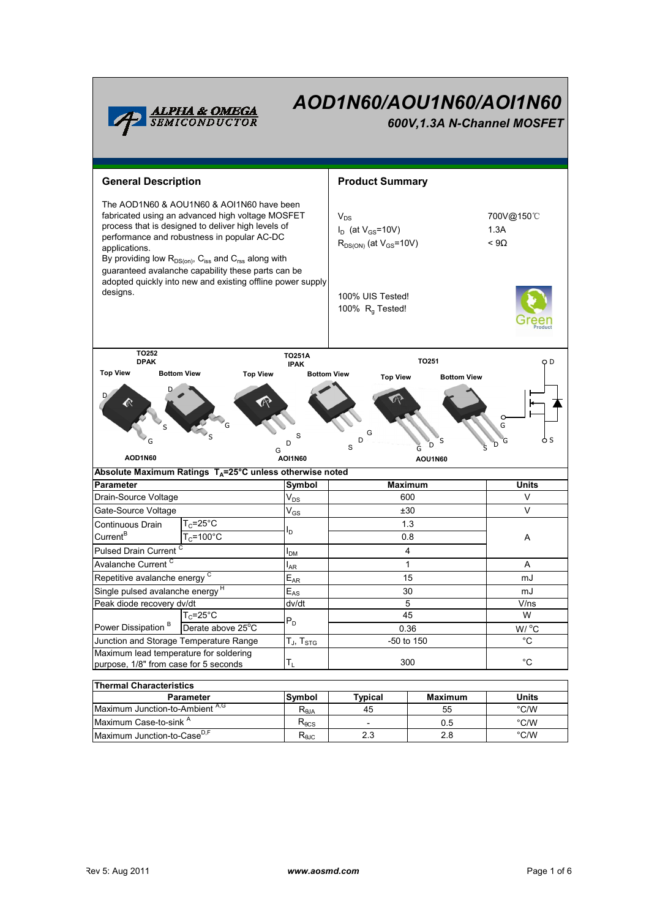# AOD1N60/AOU1N60/AOI1N60

## 600V,1.3A N-Channel MOSFET

## General Description

The AOD1N60 & AOU1N60 & AOI1N60 have been fabricated using an advanced high voltage MOSFET process that is designed to deliver high levels of performance and robustness in popular AC-DC applications.
By providing low $R_{DS(on)}$, $C_{iss}$ and $C_{rss}$ along with guaranteed avalanche capability these parts can be adopted quickly into new and existing offline power supply designs.

## Product Summary

| | |
|---|---|
| $V_{DS}$ | 700V@150℃ |
| $I_D$ (at $V_{GS}$=10V) | 1.3A |
| $R_{DS(ON)}$ (at $V_{GS}$=10V) | < 9Ω |

100% UIS Tested!
100% $R_g$ Tested!

TO252 DPAK — Top View, Bottom View — AOD1N60
TO251A IPAK — Top View, Bottom View — AOI1N60
TO251 — Top View, Bottom View — AOU1N60

**Absolute Maximum Ratings $T_A$=25°C unless otherwise noted**

| Parameter | | Symbol | Maximum | Units |
|---|---|---|---|---|
| Drain-Source Voltage | | $V_{DS}$ | 600 | V |
| Gate-Source Voltage | | $V_{GS}$ | ±30 | V |
| Continuous Drain Current[B] | $T_C$=25°C | $I_D$ | 1.3 | A |
| | $T_C$=100°C | | 0.8 | |
| Pulsed Drain Current [C] | | $I_{DM}$ | 4 | |
| Avalanche Current [C] | | $I_{AR}$ | 1 | A |
| Repetitive avalanche energy [C] | | $E_{AR}$ | 15 | mJ |
| Single pulsed avalanche energy [H] | | $E_{AS}$ | 30 | mJ |
| Peak diode recovery dv/dt | | dv/dt | 5 | V/ns |
| Power Dissipation [B] | $T_C$=25°C | $P_D$ | 45 | W |
| | Derate above 25°C | | 0.36 | W/ °C |
| Junction and Storage Temperature Range | | $T_J$, $T_{STG}$ | -50 to 150 | °C |
| Maximum lead temperature for soldering purpose, 1/8" from case for 5 seconds | | $T_L$ | 300 | °C |

**Thermal Characteristics**

| Parameter | Symbol | Typical | Maximum | Units |
|---|---|---|---|---|
| Maximum Junction-to-Ambient [A,G] | $R_{\theta JA}$ | 45 | 55 | °C/W |
| Maximum Case-to-sink [A] | $R_{\theta CS}$ | - | 0.5 | °C/W |
| Maximum Junction-to-Case[D,F] | $R_{\theta JC}$ | 2.3 | 2.8 | °C/W |

Rev 5: Aug 2011 www.aosmd.com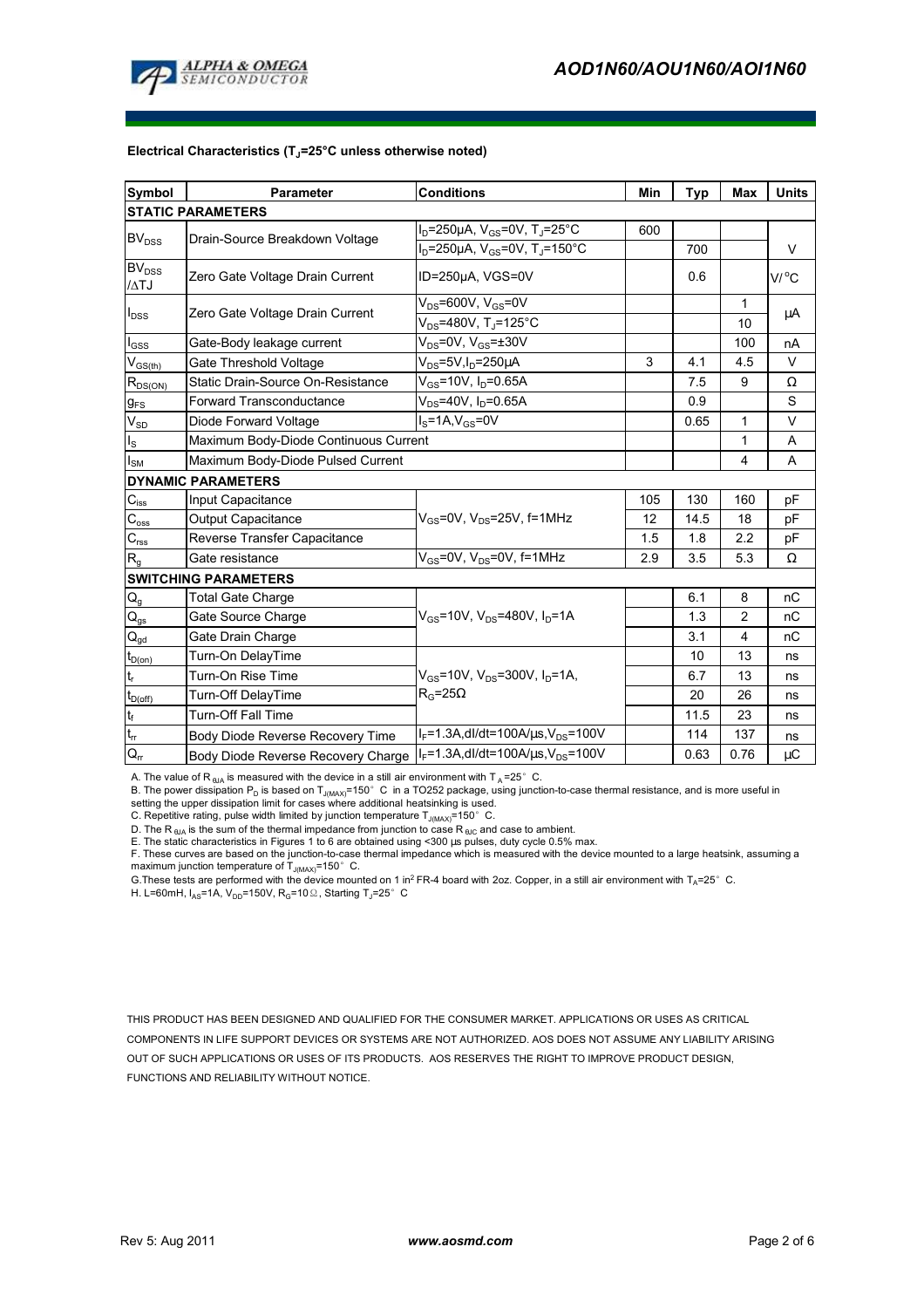**Electrical Characteristics ($T_J$=25°C unless otherwise noted)**

| Symbol | Parameter | Conditions | Min | Typ | Max | Units |
|---|---|---|---|---|---|---|
| **STATIC PARAMETERS** | | | | | | |
| $BV_{DSS}$ | Drain-Source Breakdown Voltage | $I_D$=250µA, $V_{GS}$=0V, $T_J$=25°C | 600 | | | V |
| | | $I_D$=250µA, $V_{GS}$=0V, $T_J$=150°C | | 700 | | |
| $BV_{DSS}$ /ΔTJ | Zero Gate Voltage Drain Current | ID=250µA, VGS=0V | | 0.6 | | V/°C |
| $I_{DSS}$ | Zero Gate Voltage Drain Current | $V_{DS}$=600V, $V_{GS}$=0V | | | 1 | µA |
| | | $V_{DS}$=480V, $T_J$=125°C | | | 10 | |
| $I_{GSS}$ | Gate-Body leakage current | $V_{DS}$=0V, $V_{GS}$=±30V | | | 100 | nA |
| $V_{GS(th)}$ | Gate Threshold Voltage | $V_{DS}$=5V, $I_D$=250µA | 3 | 4.1 | 4.5 | V |
| $R_{DS(ON)}$ | Static Drain-Source On-Resistance | $V_{GS}$=10V, $I_D$=0.65A | | 7.5 | 9 | Ω |
| $g_{FS}$ | Forward Transconductance | $V_{DS}$=40V, $I_D$=0.65A | | 0.9 | | S |
| $V_{SD}$ | Diode Forward Voltage | $I_S$=1A, $V_{GS}$=0V | | 0.65 | 1 | V |
| $I_S$ | Maximum Body-Diode Continuous Current | | | | 1 | A |
| $I_{SM}$ | Maximum Body-Diode Pulsed Current | | | | 4 | A |
| **DYNAMIC PARAMETERS** | | | | | | |
| $C_{iss}$ | Input Capacitance | $V_{GS}$=0V, $V_{DS}$=25V, f=1MHz | 105 | 130 | 160 | pF |
| $C_{oss}$ | Output Capacitance | | 12 | 14.5 | 18 | pF |
| $C_{rss}$ | Reverse Transfer Capacitance | | 1.5 | 1.8 | 2.2 | pF |
| $R_g$ | Gate resistance | $V_{GS}$=0V, $V_{DS}$=0V, f=1MHz | 2.9 | 3.5 | 5.3 | Ω |
| **SWITCHING PARAMETERS** | | | | | | |
| $Q_g$ | Total Gate Charge | $V_{GS}$=10V, $V_{DS}$=480V, $I_D$=1A | | 6.1 | 8 | nC |
| $Q_{gs}$ | Gate Source Charge | | | 1.3 | 2 | nC |
| $Q_{gd}$ | Gate Drain Charge | | | 3.1 | 4 | nC |
| $t_{D(on)}$ | Turn-On DelayTime | $V_{GS}$=10V, $V_{DS}$=300V, $I_D$=1A, $R_G$=25Ω | | 10 | 13 | ns |
| $t_r$ | Turn-On Rise Time | | | 6.7 | 13 | ns |
| $t_{D(off)}$ | Turn-Off DelayTime | | | 20 | 26 | ns |
| $t_f$ | Turn-Off Fall Time | | | 11.5 | 23 | ns |
| $t_{rr}$ | Body Diode Reverse Recovery Time | $I_F$=1.3A, dI/dt=100A/µs, $V_{DS}$=100V | | 114 | 137 | ns |
| $Q_{rr}$ | Body Diode Reverse Recovery Charge | $I_F$=1.3A, dI/dt=100A/µs, $V_{DS}$=100V | | 0.63 | 0.76 | µC |

A. The value of $R_{\theta JA}$ is measured with the device in a still air environment with $T_A$=25° C.

B. The power dissipation $P_D$ is based on $T_{J(MAX)}$=150° C in a TO252 package, using junction-to-case thermal resistance, and is more useful in setting the upper dissipation limit for cases where additional heatsinking is used.

C. Repetitive rating, pulse width limited by junction temperature $T_{J(MAX)}$=150° C.

D. The $R_{\theta JA}$ is the sum of the thermal impedance from junction to case $R_{\theta JC}$ and case to ambient.

E. The static characteristics in Figures 1 to 6 are obtained using <300 µs pulses, duty cycle 0.5% max.

F. These curves are based on the junction-to-case thermal impedance which is measured with the device mounted to a large heatsink, assuming a maximum junction temperature of $T_{J(MAX)}$=150° C.

G.These tests are performed with the device mounted on 1 in² FR-4 board with 2oz. Copper, in a still air environment with $T_A$=25° C.

H. L=60mH, $I_{AS}$=1A, $V_{DD}$=150V, $R_G$=10Ω, Starting $T_J$=25° C

THIS PRODUCT HAS BEEN DESIGNED AND QUALIFIED FOR THE CONSUMER MARKET. APPLICATIONS OR USES AS CRITICAL COMPONENTS IN LIFE SUPPORT DEVICES OR SYSTEMS ARE NOT AUTHORIZED. AOS DOES NOT ASSUME ANY LIABILITY ARISING OUT OF SUCH APPLICATIONS OR USES OF ITS PRODUCTS. AOS RESERVES THE RIGHT TO IMPROVE PRODUCT DESIGN, FUNCTIONS AND RELIABILITY WITHOUT NOTICE.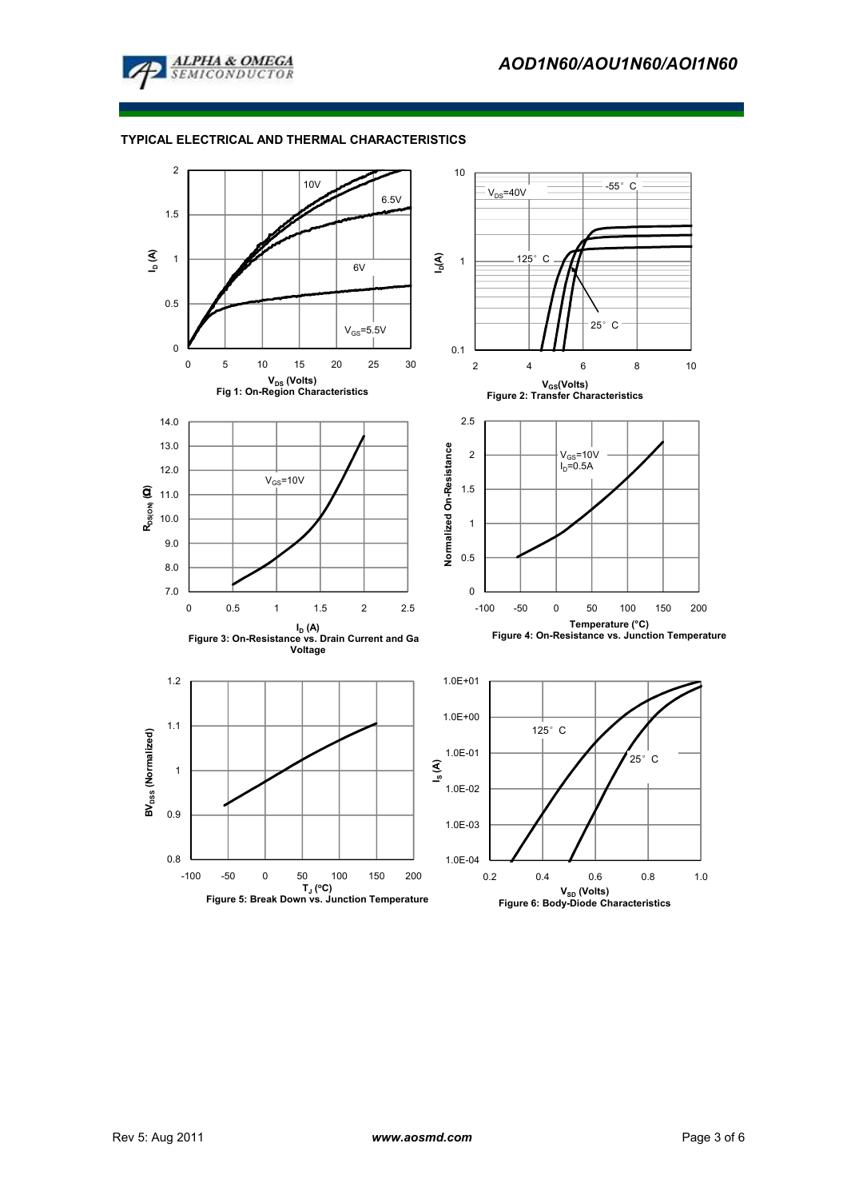## TYPICAL ELECTRICAL AND THERMAL CHARACTERISTICS

Fig 1: On-Region Characteristics

Figure 2: Transfer Characteristics

Figure 3: On-Resistance vs. Drain Current and Gate Voltage

Figure 4: On-Resistance vs. Junction Temperature

Figure 5: Break Down vs. Junction Temperature

Figure 6: Body-Diode Characteristics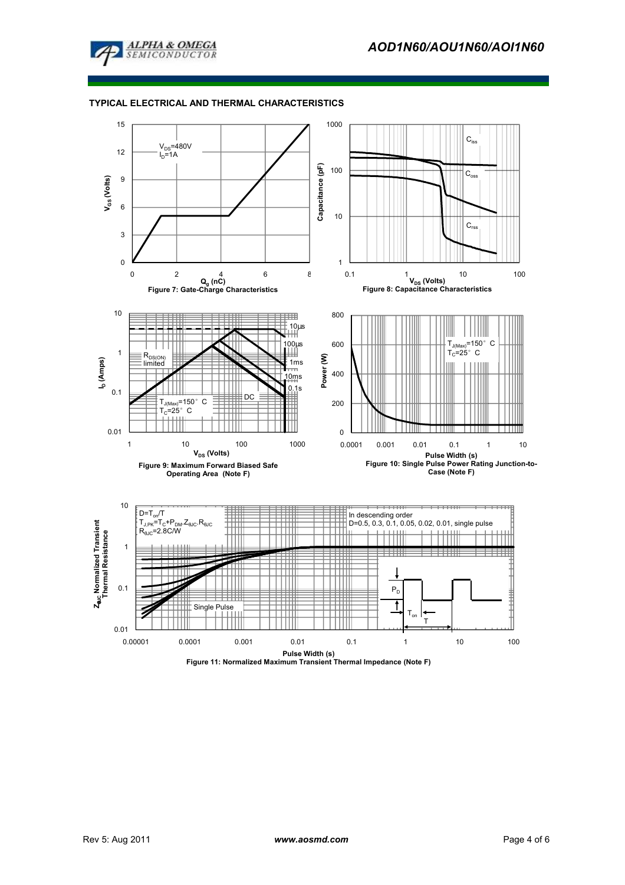## TYPICAL ELECTRICAL AND THERMAL CHARACTERISTICS

$V_{DS}$=480V
$I_D$=1A

Figure 7: Gate-Charge Characteristics

$C_{iss}$
$C_{oss}$
$C_{rss}$

Figure 8: Capacitance Characteristics

$R_{DS(ON)}$ limited
$T_{J(Max)}$=150° C
$T_C$=25° C
10µs, 100µs, 1ms, 10ms, 0.1s, DC

Figure 9: Maximum Forward Biased Safe Operating Area (Note F)

$T_{J(Max)}$=150° C
$T_C$=25° C

Figure 10: Single Pulse Power Rating Junction-to-Case (Note F)

$D=T_{on}/T$
$T_{J,PK}=T_C+P_{DM}.Z_{\theta JC}.R_{\theta JC}$
$R_{\theta JC}$=2.8C/W

In descending order
D=0.5, 0.3, 0.1, 0.05, 0.02, 0.01, single pulse

Single Pulse

Figure 11: Normalized Maximum Transient Thermal Impedance (Note F)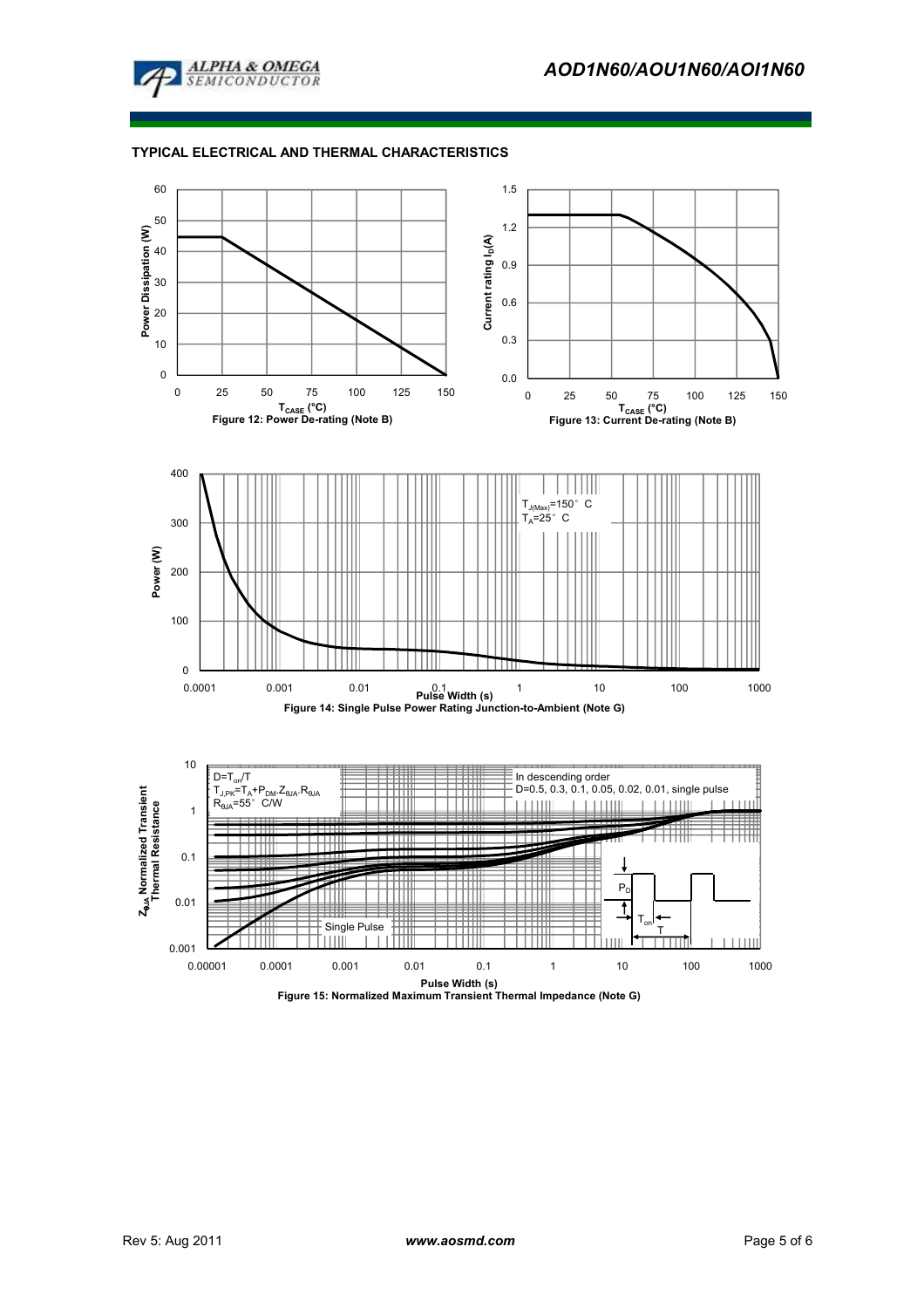## TYPICAL ELECTRICAL AND THERMAL CHARACTERISTICS

Power Dissipation (W)

$T_{CASE}$ (°C)

Figure 12: Power De-rating (Note B)

Current rating $I_D$(A)

$T_{CASE}$ (°C)

Figure 13: Current De-rating (Note B)

$T_{J(Max)}$=150° C
$T_A$=25° C

Power (W)

Pulse Width (s)

Figure 14: Single Pulse Power Rating Junction-to-Ambient (Note G)

D=$T_{on}$/T
$T_{J,PK}$=$T_A$+$P_{DM}$.$Z_{\theta JA}$.$R_{\theta JA}$
$R_{\theta JA}$=55° C/W

In descending order
D=0.5, 0.3, 0.1, 0.05, 0.02, 0.01, single pulse

Single Pulse

$Z_{\theta JA}$ Normalized Transient Thermal Resistance

Pulse Width (s)

Figure 15: Normalized Maximum Transient Thermal Impedance (Note G)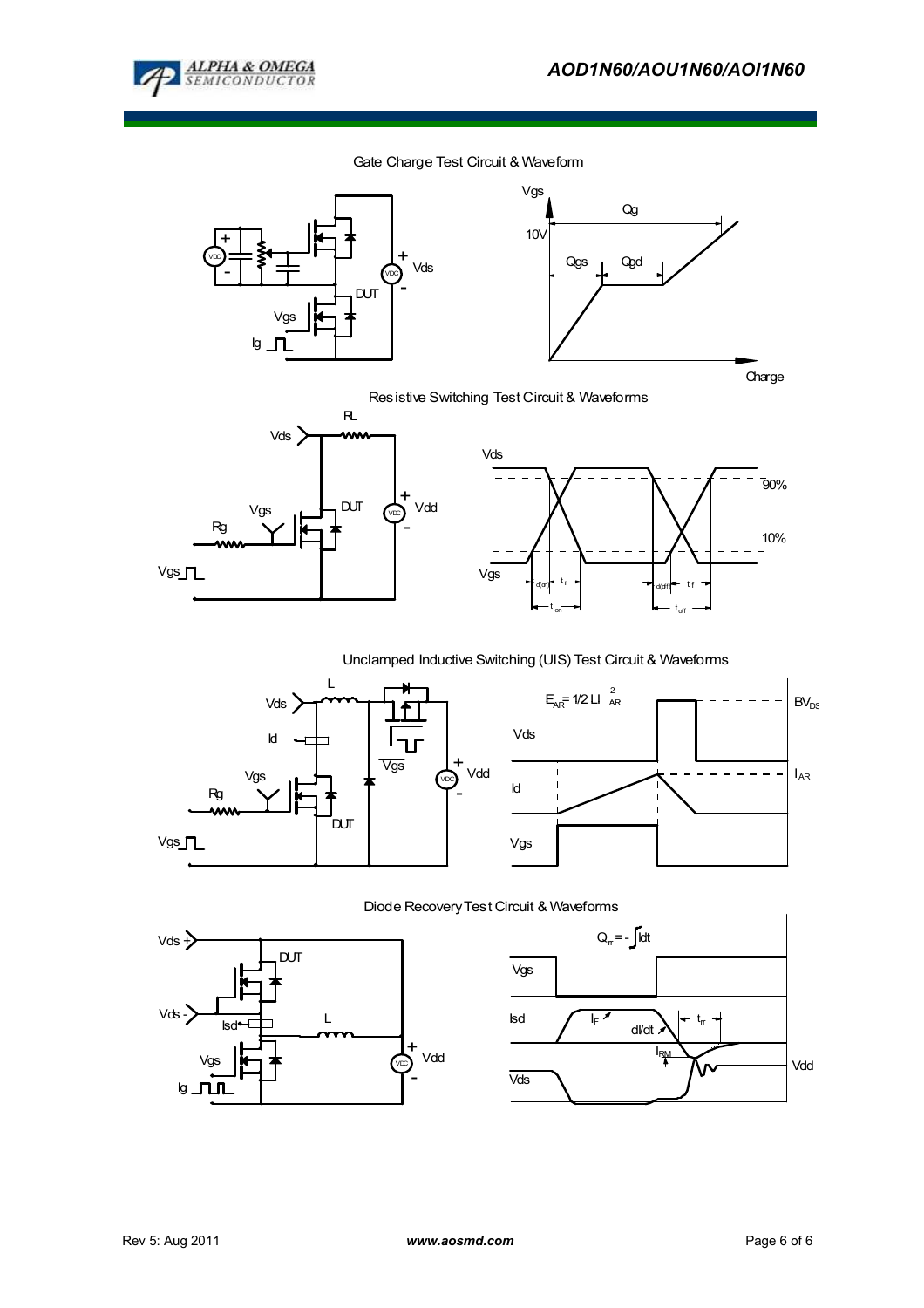## Gate Charge Test Circuit & Waveform

Vgs

Qg

10V

Qgs

Qgd

VDC

+

-

+

VDC

-

Vds

DUT

Vgs

Ig

Charge

## Resistive Switching Test Circuit & Waveforms

RL

Vds

Vgs

Rg

DUT

VDC

+

Vdd

-

Vgs

Vds

90%

10%

Vgs

$t_{d(on)}$ $t_r$

$t_{d(off)}$ $t_f$

$t_{on}$

$t_{off}$

## Unclamped Inductive Switching (UIS) Test Circuit & Waveforms

L

Vds

Id

Vgs

Rg

DUT

Vgs

VDC

+

Vdd

-

Vgs

$E_{AR} = 1/2\ LI_{AR}^{2}$

$BV_{DSS}$

Vds

Id

$I_{AR}$

Vgs

## Diode Recovery Test Circuit & Waveforms

Vds +

DUT

Vds -

Isd

L

Vgs

Ig

+

VDC

Vdd

-

$Q_{rr} = -\int Idt$

Vgs

Isd

$I_F$

dI/dt

$t_{rr}$

$I_{RM}$

Vdd

Vds